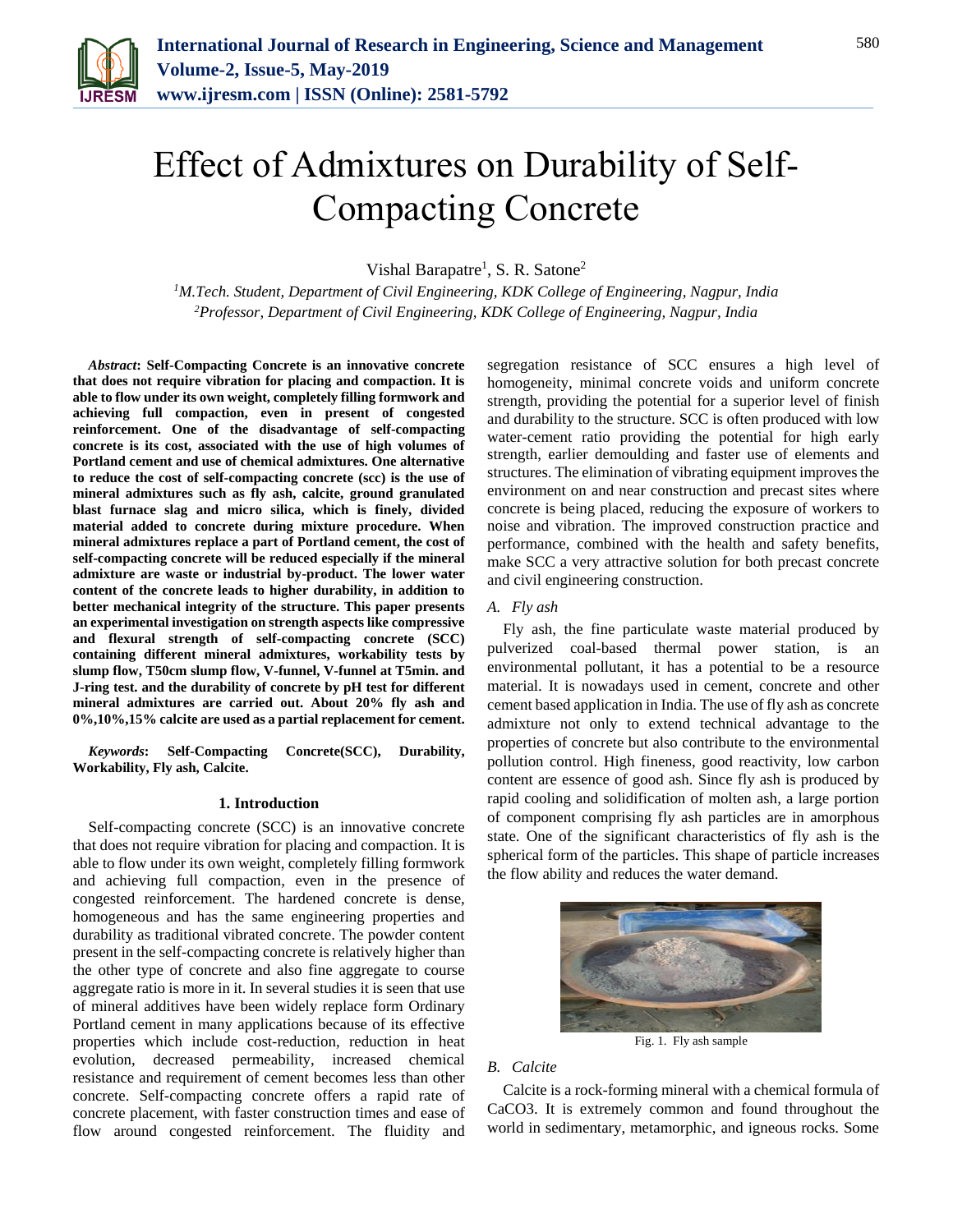# Effect of Admixtures on Durability of Self-Compacting Concrete

Vishal Barapatre[1], S. R. Satone[2]

[1]*M.Tech. Student, Department of Civil Engineering, KDK College of Engineering, Nagpur, India*
[2]*Professor, Department of Civil Engineering, KDK College of Engineering, Nagpur, India*

***Abstract*: Self-Compacting Concrete is an innovative concrete that does not require vibration for placing and compaction. It is able to flow under its own weight, completely filling formwork and achieving full compaction, even in present of congested reinforcement. One of the disadvantage of self-compacting concrete is its cost, associated with the use of high volumes of Portland cement and use of chemical admixtures. One alternative to reduce the cost of self-compacting concrete (scc) is the use of mineral admixtures such as fly ash, calcite, ground granulated blast furnace slag and micro silica, which is finely, divided material added to concrete during mixture procedure. When mineral admixtures replace a part of Portland cement, the cost of self-compacting concrete will be reduced especially if the mineral admixture are waste or industrial by-product. The lower water content of the concrete leads to higher durability, in addition to better mechanical integrity of the structure. This paper presents an experimental investigation on strength aspects like compressive and flexural strength of self-compacting concrete (SCC) containing different mineral admixtures, workability tests by slump flow, T50cm slump flow, V-funnel, V-funnel at T5min. and J-ring test. and the durability of concrete by pH test for different mineral admixtures are carried out. About 20% fly ash and 0%,10%,15% calcite are used as a partial replacement for cement.**

***Keywords*: Self-Compacting Concrete(SCC), Durability, Workability, Fly ash, Calcite.**

## 1. Introduction

Self-compacting concrete (SCC) is an innovative concrete that does not require vibration for placing and compaction. It is able to flow under its own weight, completely filling formwork and achieving full compaction, even in the presence of congested reinforcement. The hardened concrete is dense, homogeneous and has the same engineering properties and durability as traditional vibrated concrete. The powder content present in the self-compacting concrete is relatively higher than the other type of concrete and also fine aggregate to course aggregate ratio is more in it. In several studies it is seen that use of mineral additives have been widely replace form Ordinary Portland cement in many applications because of its effective properties which include cost-reduction, reduction in heat evolution, decreased permeability, increased chemical resistance and requirement of cement becomes less than other concrete. Self-compacting concrete offers a rapid rate of concrete placement, with faster construction times and ease of flow around congested reinforcement. The fluidity and segregation resistance of SCC ensures a high level of homogeneity, minimal concrete voids and uniform concrete strength, providing the potential for a superior level of finish and durability to the structure. SCC is often produced with low water-cement ratio providing the potential for high early strength, earlier demoulding and faster use of elements and structures. The elimination of vibrating equipment improves the environment on and near construction and precast sites where concrete is being placed, reducing the exposure of workers to noise and vibration. The improved construction practice and performance, combined with the health and safety benefits, make SCC a very attractive solution for both precast concrete and civil engineering construction.

### *A. Fly ash*

Fly ash, the fine particulate waste material produced by pulverized coal-based thermal power station, is an environmental pollutant, it has a potential to be a resource material. It is nowadays used in cement, concrete and other cement based application in India. The use of fly ash as concrete admixture not only to extend technical advantage to the properties of concrete but also contribute to the environmental pollution control. High fineness, good reactivity, low carbon content are essence of good ash. Since fly ash is produced by rapid cooling and solidification of molten ash, a large portion of component comprising fly ash particles are in amorphous state. One of the significant characteristics of fly ash is the spherical form of the particles. This shape of particle increases the flow ability and reduces the water demand.

Fig. 1. Fly ash sample

### *B. Calcite*

Calcite is a rock-forming mineral with a chemical formula of $CaCO_3$. It is extremely common and found throughout the world in sedimentary, metamorphic, and igneous rocks. Some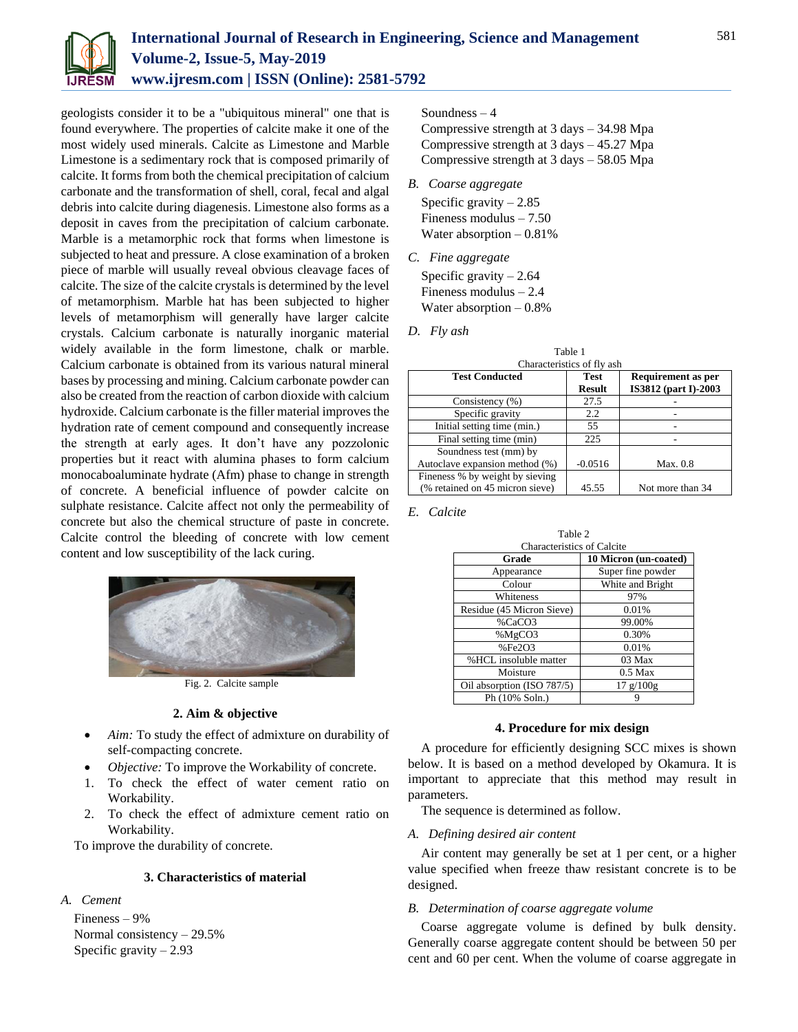geologists consider it to be a "ubiquitous mineral" one that is found everywhere. The properties of calcite make it one of the most widely used minerals. Calcite as Limestone and Marble Limestone is a sedimentary rock that is composed primarily of calcite. It forms from both the chemical precipitation of calcium carbonate and the transformation of shell, coral, fecal and algal debris into calcite during diagenesis. Limestone also forms as a deposit in caves from the precipitation of calcium carbonate. Marble is a metamorphic rock that forms when limestone is subjected to heat and pressure. A close examination of a broken piece of marble will usually reveal obvious cleavage faces of calcite. The size of the calcite crystals is determined by the level of metamorphism. Marble hat has been subjected to higher levels of metamorphism will generally have larger calcite crystals. Calcium carbonate is naturally inorganic material widely available in the form limestone, chalk or marble. Calcium carbonate is obtained from its various natural mineral bases by processing and mining. Calcium carbonate powder can also be created from the reaction of carbon dioxide with calcium hydroxide. Calcium carbonate is the filler material improves the hydration rate of cement compound and consequently increase the strength at early ages. It don't have any pozzolonic properties but it react with alumina phases to form calcium monocaboaluminate hydrate (Afm) phase to change in strength of concrete. A beneficial influence of powder calcite on sulphate resistance. Calcite affect not only the permeability of concrete but also the chemical structure of paste in concrete. Calcite control the bleeding of concrete with low cement content and low susceptibility of the lack curing.

Fig. 2. Calcite sample

## 2. Aim & objective

- *Aim:* To study the effect of admixture on durability of self-compacting concrete.
- *Objective:* To improve the Workability of concrete.

1. To check the effect of water cement ratio on Workability.
2. To check the effect of admixture cement ratio on Workability.

To improve the durability of concrete.

## 3. Characteristics of material

### A. Cement

Fineness – 9%
Normal consistency – 29.5%
Specific gravity – 2.93
Soundness – 4
Compressive strength at 3 days – 34.98 Mpa
Compressive strength at 3 days – 45.27 Mpa
Compressive strength at 3 days – 58.05 Mpa

### B. Coarse aggregate

Specific gravity – 2.85
Fineness modulus – 7.50
Water absorption – 0.81%

### C. Fine aggregate

Specific gravity – 2.64
Fineness modulus – 2.4
Water absorption – 0.8%

### D. Fly ash

Table 1
Characteristics of fly ash

| Test Conducted | Test Result | Requirement as per IS3812 (part I)-2003 |
|---|---|---|
| Consistency (%) | 27.5 | - |
| Specific gravity | 2.2 | - |
| Initial setting time (min.) | 55 | - |
| Final setting time (min) | 225 | - |
| Soundness test (mm) by Autoclave expansion method (%) | -0.0516 | Max. 0.8 |
| Fineness % by weight by sieving (% retained on 45 micron sieve) | 45.55 | Not more than 34 |

### E. Calcite

Table 2
Characteristics of Calcite

| Grade | 10 Micron (un-coated) |
|---|---|
| Appearance | Super fine powder |
| Colour | White and Bright |
| Whiteness | 97% |
| Residue (45 Micron Sieve) | 0.01% |
| %$CaCO_3$ | 99.00% |
| %$MgCO_3$ | 0.30% |
| %$Fe_2O_3$ | 0.01% |
| %HCL insoluble matter | 03 Max |
| Moisture | 0.5 Max |
| Oil absorption (ISO 787/5) | 17 g/100g |
| Ph (10% Soln.) | 9 |

## 4. Procedure for mix design

A procedure for efficiently designing SCC mixes is shown below. It is based on a method developed by Okamura. It is important to appreciate that this method may result in parameters.

The sequence is determined as follow.

### A. Defining desired air content

Air content may generally be set at 1 per cent, or a higher value specified when freeze thaw resistant concrete is to be designed.

### B. Determination of coarse aggregate volume

Coarse aggregate volume is defined by bulk density. Generally coarse aggregate content should be between 50 per cent and 60 per cent. When the volume of coarse aggregate in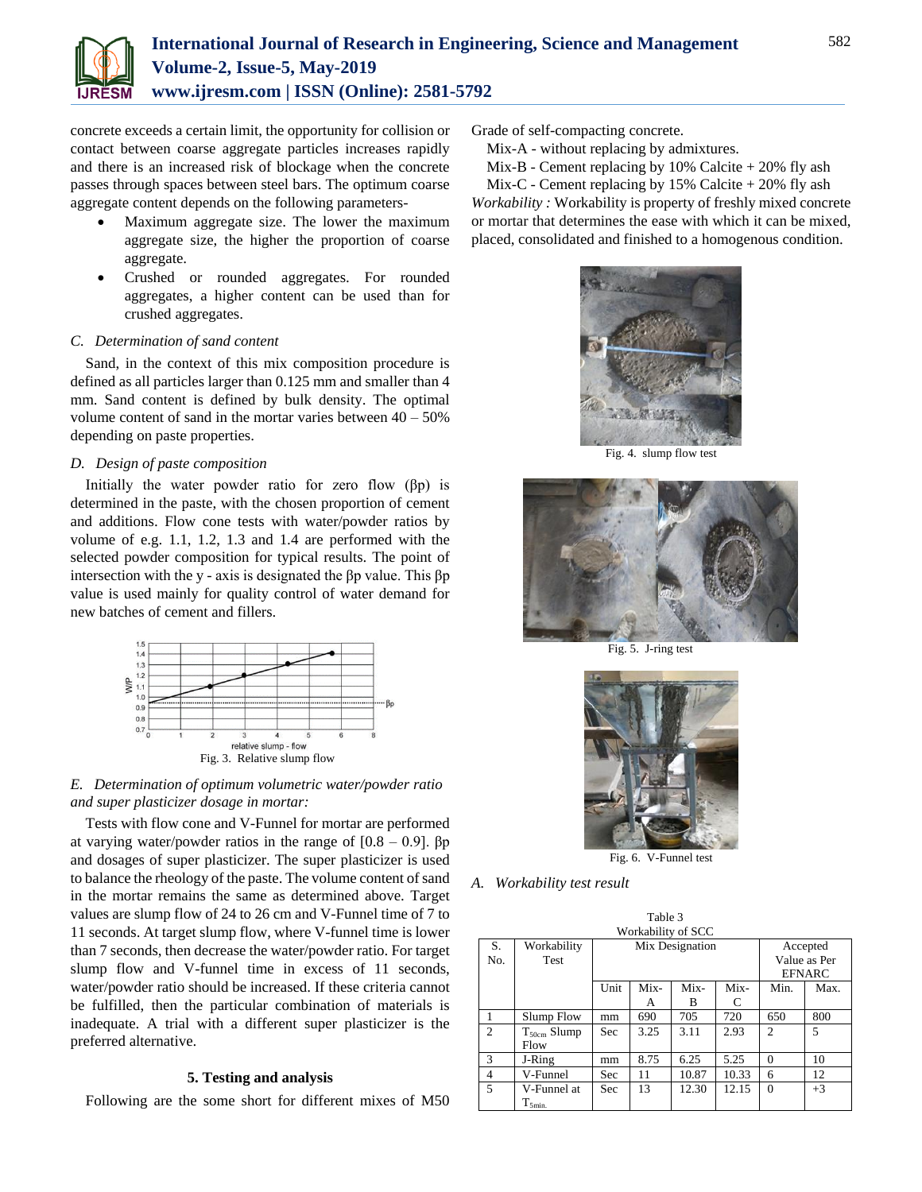concrete exceeds a certain limit, the opportunity for collision or contact between coarse aggregate particles increases rapidly and there is an increased risk of blockage when the concrete passes through spaces between steel bars. The optimum coarse aggregate content depends on the following parameters-

- Maximum aggregate size. The lower the maximum aggregate size, the higher the proportion of coarse aggregate.
- Crushed or rounded aggregates. For rounded aggregates, a higher content can be used than for crushed aggregates.

### *C. Determination of sand content*

Sand, in the context of this mix composition procedure is defined as all particles larger than 0.125 mm and smaller than 4 mm. Sand content is defined by bulk density. The optimal volume content of sand in the mortar varies between 40 – 50% depending on paste properties.

### *D. Design of paste composition*

Initially the water powder ratio for zero flow (βp) is determined in the paste, with the chosen proportion of cement and additions. Flow cone tests with water/powder ratios by volume of e.g. 1.1, 1.2, 1.3 and 1.4 are performed with the selected powder composition for typical results. The point of intersection with the y - axis is designated the βp value. This βp value is used mainly for quality control of water demand for new batches of cement and fillers.

Fig. 3. Relative slump flow

### *E. Determination of optimum volumetric water/powder ratio and super plasticizer dosage in mortar:*

Tests with flow cone and V-Funnel for mortar are performed at varying water/powder ratios in the range of [0.8 – 0.9]. βp and dosages of super plasticizer. The super plasticizer is used to balance the rheology of the paste. The volume content of sand in the mortar remains the same as determined above. Target values are slump flow of 24 to 26 cm and V-Funnel time of 7 to 11 seconds. At target slump flow, where V-funnel time is lower than 7 seconds, then decrease the water/powder ratio. For target slump flow and V-funnel time in excess of 11 seconds, water/powder ratio should be increased. If these criteria cannot be fulfilled, then the particular combination of materials is inadequate. A trial with a different super plasticizer is the preferred alternative.

## 5. Testing and analysis

Following are the some short for different mixes of M50 Grade of self-compacting concrete.

Mix-A - without replacing by admixtures.

Mix-B - Cement replacing by 10% Calcite + 20% fly ash

Mix-C - Cement replacing by 15% Calcite + 20% fly ash

*Workability :* Workability is property of freshly mixed concrete or mortar that determines the ease with which it can be mixed, placed, consolidated and finished to a homogenous condition.

Fig. 4. slump flow test

Fig. 5. J-ring test

Fig. 6. V-Funnel test

### *A. Workability test result*

Table 3
Workability of SCC

| S. No. | Workability Test | Mix Designation | | | | Accepted Value as Per EFNARC | |
|---|---|---|---|---|---|---|---|
| | | Unit | Mix-A | Mix-B | Mix-C | Min. | Max. |
| 1 | Slump Flow | mm | 690 | 705 | 720 | 650 | 800 |
| 2 | $T_{50cm}$ Slump Flow | Sec | 3.25 | 3.11 | 2.93 | 2 | 5 |
| 3 | J-Ring | mm | 8.75 | 6.25 | 5.25 | 0 | 10 |
| 4 | V-Funnel | Sec | 11 | 10.87 | 10.33 | 6 | 12 |
| 5 | V-Funnel at $T_{5min.}$ | Sec | 13 | 12.30 | 12.15 | 0 | +3 |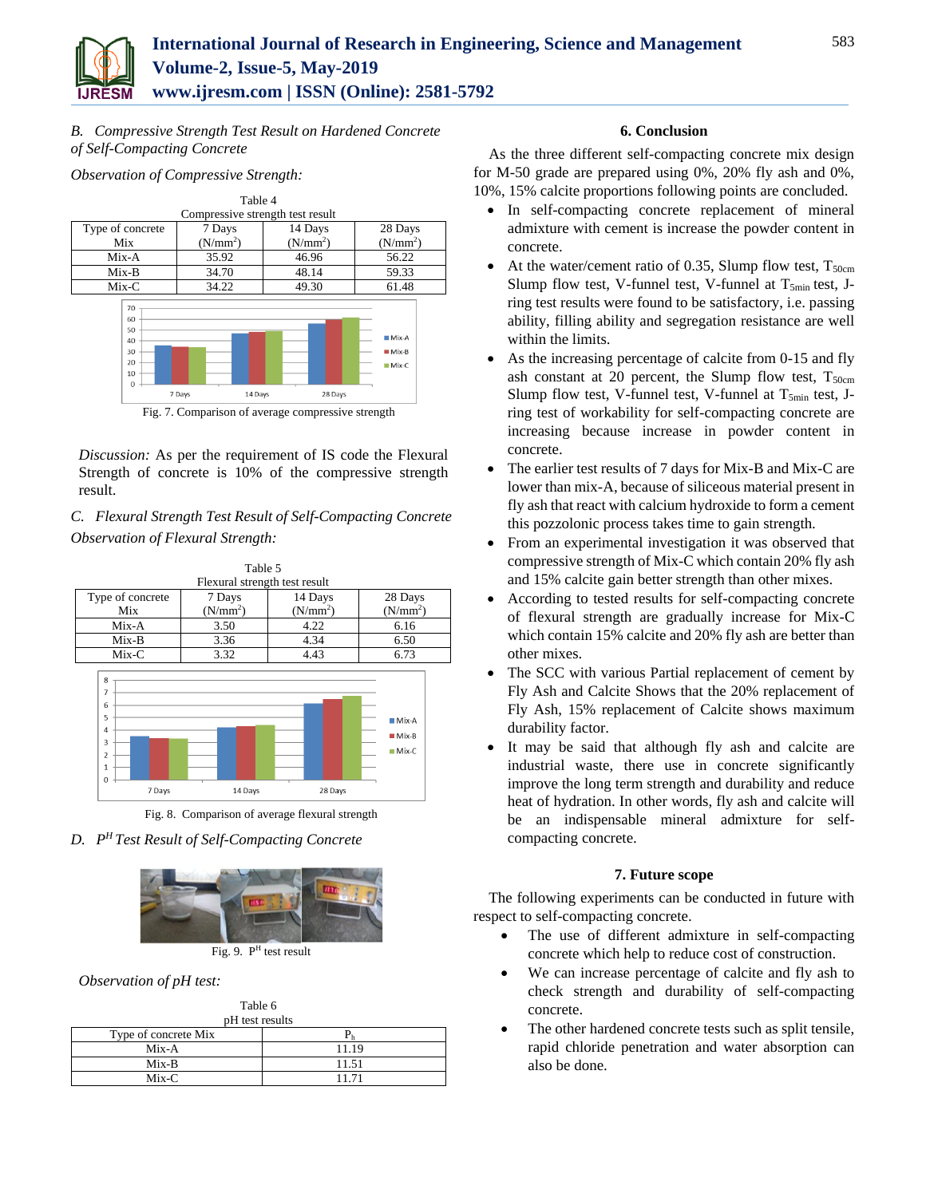*B. Compressive Strength Test Result on Hardened Concrete of Self-Compacting Concrete*

*Observation of Compressive Strength:*

Table 4
Compressive strength test result

| Type of concrete Mix | 7 Days ($N/mm^2$) | 14 Days ($N/mm^2$) | 28 Days ($N/mm^2$) |
|---|---|---|---|
| Mix-A | 35.92 | 46.96 | 56.22 |
| Mix-B | 34.70 | 48.14 | 59.33 |
| Mix-C | 34.22 | 49.30 | 61.48 |

Fig. 7. Comparison of average compressive strength

*Discussion:* As per the requirement of IS code the Flexural Strength of concrete is 10% of the compressive strength result.

*C. Flexural Strength Test Result of Self-Compacting Concrete*

*Observation of Flexural Strength:*

Table 5
Flexural strength test result

| Type of concrete Mix | 7 Days ($N/mm^2$) | 14 Days ($N/mm^2$) | 28 Days ($N/mm^2$) |
|---|---|---|---|
| Mix-A | 3.50 | 4.22 | 6.16 |
| Mix-B | 3.36 | 4.34 | 6.50 |
| Mix-C | 3.32 | 4.43 | 6.73 |

Fig. 8. Comparison of average flexural strength

*D. $P^H$ Test Result of Self-Compacting Concrete*

Fig. 9. $P^H$ test result

*Observation of pH test:*

Table 6
pH test results

| Type of concrete Mix | $P_h$ |
|---|---|
| Mix-A | 11.19 |
| Mix-B | 11.51 |
| Mix-C | 11.71 |

## 6. Conclusion

As the three different self-compacting concrete mix design for M-50 grade are prepared using 0%, 20% fly ash and 0%, 10%, 15% calcite proportions following points are concluded.

- In self-compacting concrete replacement of mineral admixture with cement is increase the powder content in concrete.
- At the water/cement ratio of 0.35, Slump flow test, $T_{50cm}$ Slump flow test, V-funnel test, V-funnel at $T_{5min}$ test, J-ring test results were found to be satisfactory, i.e. passing ability, filling ability and segregation resistance are well within the limits.
- As the increasing percentage of calcite from 0-15 and fly ash constant at 20 percent, the Slump flow test, $T_{50cm}$ Slump flow test, V-funnel test, V-funnel at $T_{5min}$ test, J-ring test of workability for self-compacting concrete are increasing because increase in powder content in concrete.
- The earlier test results of 7 days for Mix-B and Mix-C are lower than mix-A, because of siliceous material present in fly ash that react with calcium hydroxide to form a cement this pozzolonic process takes time to gain strength.
- From an experimental investigation it was observed that compressive strength of Mix-C which contain 20% fly ash and 15% calcite gain better strength than other mixes.
- According to tested results for self-compacting concrete of flexural strength are gradually increase for Mix-C which contain 15% calcite and 20% fly ash are better than other mixes.
- The SCC with various Partial replacement of cement by Fly Ash and Calcite Shows that the 20% replacement of Fly Ash, 15% replacement of Calcite shows maximum durability factor.
- It may be said that although fly ash and calcite are industrial waste, there use in concrete significantly improve the long term strength and durability and reduce heat of hydration. In other words, fly ash and calcite will be an indispensable mineral admixture for self-compacting concrete.

## 7. Future scope

The following experiments can be conducted in future with respect to self-compacting concrete.

- The use of different admixture in self-compacting concrete which help to reduce cost of construction.
- We can increase percentage of calcite and fly ash to check strength and durability of self-compacting concrete.
- The other hardened concrete tests such as split tensile, rapid chloride penetration and water absorption can also be done.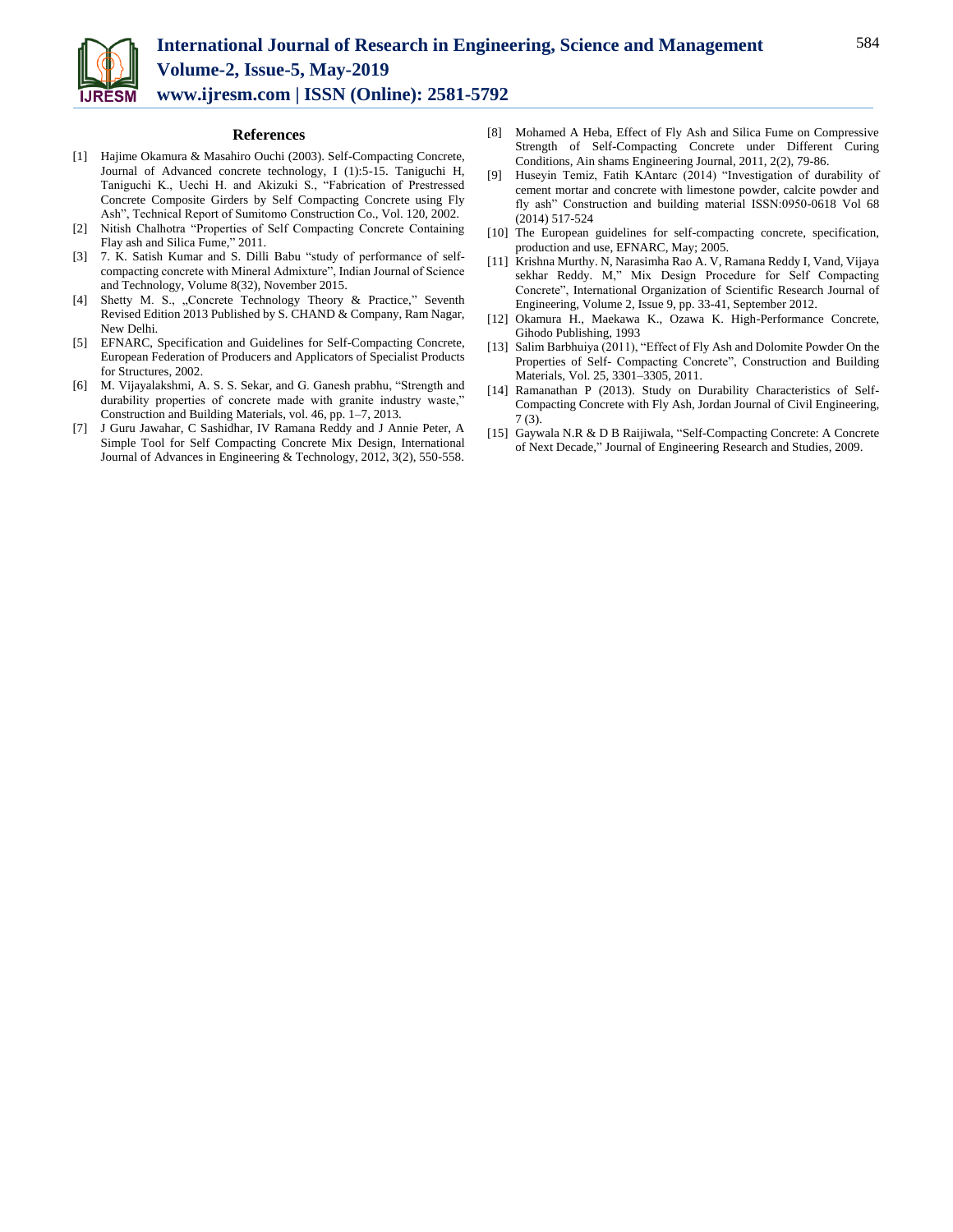## References

[1] Hajime Okamura & Masahiro Ouchi (2003). Self-Compacting Concrete, Journal of Advanced concrete technology, I (1):5-15. Taniguchi H, Taniguchi K., Uechi H. and Akizuki S., "Fabrication of Prestressed Concrete Composite Girders by Self Compacting Concrete using Fly Ash", Technical Report of Sumitomo Construction Co., Vol. 120, 2002.

[2] Nitish Chalhotra "Properties of Self Compacting Concrete Containing Flay ash and Silica Fume," 2011.

[3] 7. K. Satish Kumar and S. Dilli Babu "study of performance of self-compacting concrete with Mineral Admixture", Indian Journal of Science and Technology, Volume 8(32), November 2015.

[4] Shetty M. S., „Concrete Technology Theory & Practice," Seventh Revised Edition 2013 Published by S. CHAND & Company, Ram Nagar, New Delhi.

[5] EFNARC, Specification and Guidelines for Self-Compacting Concrete, European Federation of Producers and Applicators of Specialist Products for Structures, 2002.

[6] M. Vijayalakshmi, A. S. S. Sekar, and G. Ganesh prabhu, "Strength and durability properties of concrete made with granite industry waste," Construction and Building Materials, vol. 46, pp. 1–7, 2013.

[7] J Guru Jawahar, C Sashidhar, IV Ramana Reddy and J Annie Peter, A Simple Tool for Self Compacting Concrete Mix Design, International Journal of Advances in Engineering & Technology, 2012, 3(2), 550-558.

[8] Mohamed A Heba, Effect of Fly Ash and Silica Fume on Compressive Strength of Self-Compacting Concrete under Different Curing Conditions, Ain shams Engineering Journal, 2011, 2(2), 79-86.

[9] Huseyin Temiz, Fatih KAntarc (2014) "Investigation of durability of cement mortar and concrete with limestone powder, calcite powder and fly ash" Construction and building material ISSN:0950-0618 Vol 68 (2014) 517-524

[10] The European guidelines for self-compacting concrete, specification, production and use, EFNARC, May; 2005.

[11] Krishna Murthy. N, Narasimha Rao A. V, Ramana Reddy I, Vand, Vijaya sekhar Reddy. M," Mix Design Procedure for Self Compacting Concrete", International Organization of Scientific Research Journal of Engineering, Volume 2, Issue 9, pp. 33-41, September 2012.

[12] Okamura H., Maekawa K., Ozawa K. High-Performance Concrete, Gihodo Publishing, 1993

[13] Salim Barbhuiya (2011), "Effect of Fly Ash and Dolomite Powder On the Properties of Self- Compacting Concrete", Construction and Building Materials, Vol. 25, 3301–3305, 2011.

[14] Ramanathan P (2013). Study on Durability Characteristics of Self-Compacting Concrete with Fly Ash, Jordan Journal of Civil Engineering, 7 (3).

[15] Gaywala N.R & D B Raijiwala, "Self-Compacting Concrete: A Concrete of Next Decade," Journal of Engineering Research and Studies, 2009.